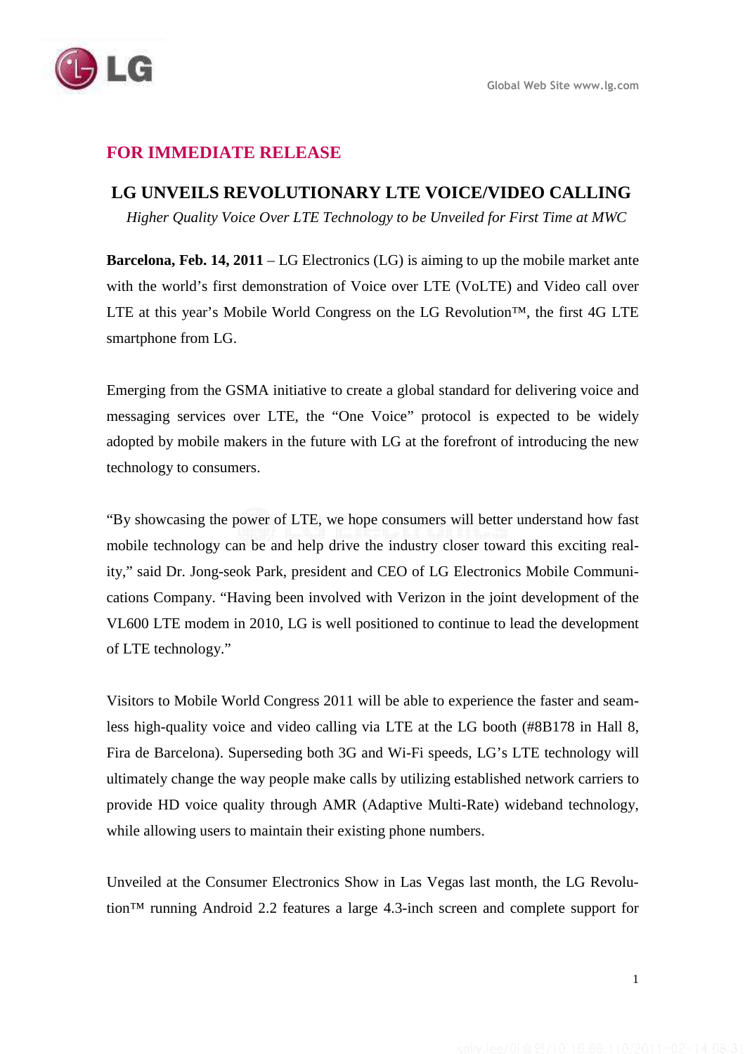FOR IMMEDIATE RELEASE

# LG UNVEILS REVOLUTIONARY LTE VOICE/VIDEO CALLING

*Higher Quality Voice Over LTE Technology to be Unveiled for First Time at MWC*

**Barcelona, Feb. 14, 2011** – LG Electronics (LG) is aiming to up the mobile market ante with the world's first demonstration of Voice over LTE (VoLTE) and Video call over LTE at this year's Mobile World Congress on the LG Revolution™, the first 4G LTE smartphone from LG.

Emerging from the GSMA initiative to create a global standard for delivering voice and messaging services over LTE, the "One Voice" protocol is expected to be widely adopted by mobile makers in the future with LG at the forefront of introducing the new technology to consumers.

"By showcasing the power of LTE, we hope consumers will better understand how fast mobile technology can be and help drive the industry closer toward this exciting reality," said Dr. Jong-seok Park, president and CEO of LG Electronics Mobile Communications Company. "Having been involved with Verizon in the joint development of the VL600 LTE modem in 2010, LG is well positioned to continue to lead the development of LTE technology."

Visitors to Mobile World Congress 2011 will be able to experience the faster and seamless high-quality voice and video calling via LTE at the LG booth (#8B178 in Hall 8, Fira de Barcelona). Superseding both 3G and Wi-Fi speeds, LG's LTE technology will ultimately change the way people make calls by utilizing established network carriers to provide HD voice quality through AMR (Adaptive Multi-Rate) wideband technology, while allowing users to maintain their existing phone numbers.

Unveiled at the Consumer Electronics Show in Las Vegas last month, the LG Revolution™ running Android 2.2 features a large 4.3-inch screen and complete support for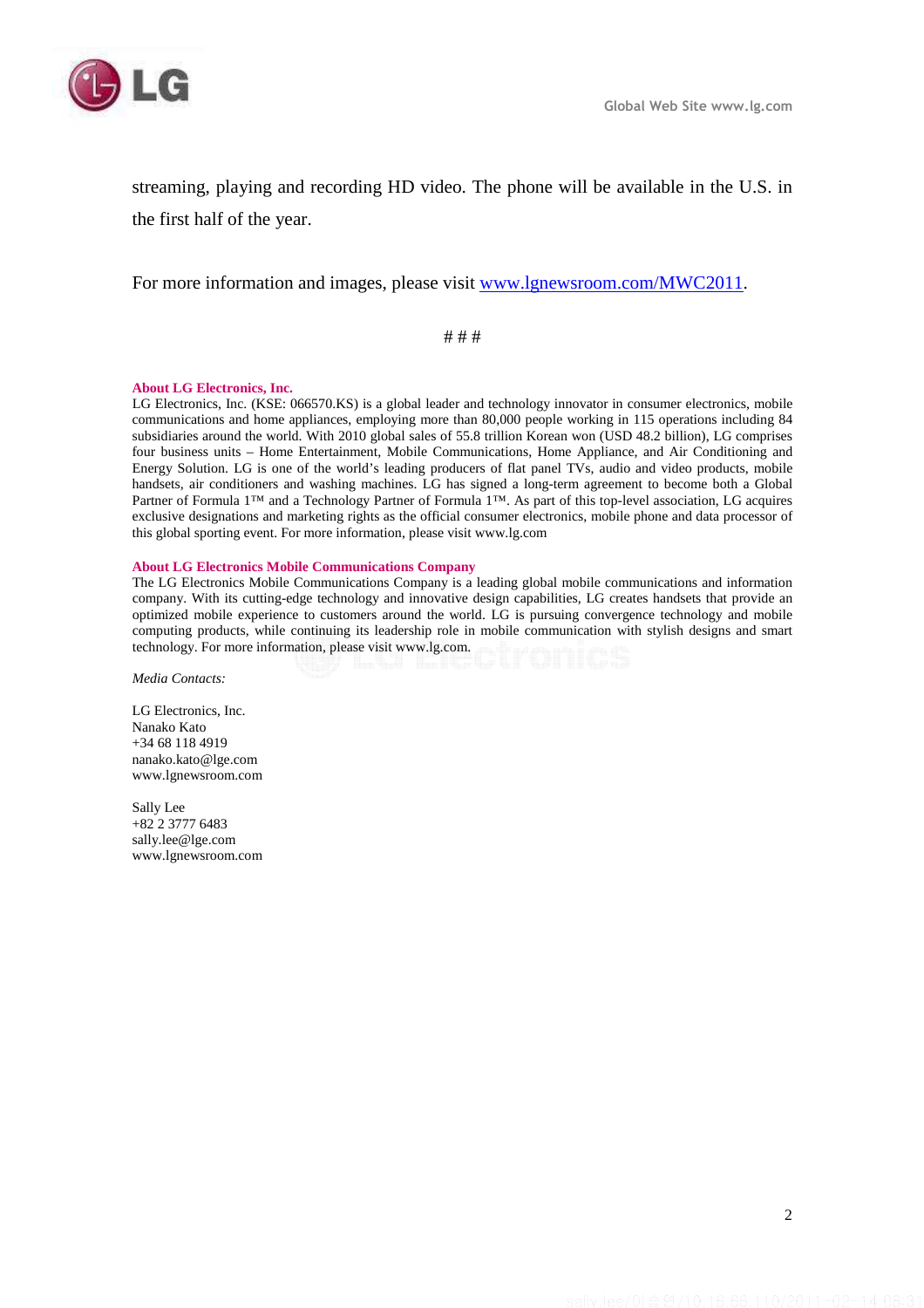streaming, playing and recording HD video. The phone will be available in the U.S. in the first half of the year.

For more information and images, please visit [www.lgnewsroom.com/MWC2011](http://www.lgnewsroom.com/MWC2011).

# # #

**About LG Electronics, Inc.**

LG Electronics, Inc. (KSE: 066570.KS) is a global leader and technology innovator in consumer electronics, mobile communications and home appliances, employing more than 80,000 people working in 115 operations including 84 subsidiaries around the world. With 2010 global sales of 55.8 trillion Korean won (USD 48.2 billion), LG comprises four business units – Home Entertainment, Mobile Communications, Home Appliance, and Air Conditioning and Energy Solution. LG is one of the world's leading producers of flat panel TVs, audio and video products, mobile handsets, air conditioners and washing machines. LG has signed a long-term agreement to become both a Global Partner of Formula 1™ and a Technology Partner of Formula 1™. As part of this top-level association, LG acquires exclusive designations and marketing rights as the official consumer electronics, mobile phone and data processor of this global sporting event. For more information, please visit www.lg.com

**About LG Electronics Mobile Communications Company**

The LG Electronics Mobile Communications Company is a leading global mobile communications and information company. With its cutting-edge technology and innovative design capabilities, LG creates handsets that provide an optimized mobile experience to customers around the world. LG is pursuing convergence technology and mobile computing products, while continuing its leadership role in mobile communication with stylish designs and smart technology. For more information, please visit www.lg.com.

*Media Contacts:*

LG Electronics, Inc.
Nanako Kato
+34 68 118 4919
nanako.kato@lge.com
www.lgnewsroom.com

Sally Lee
+82 2 3777 6483
sally.lee@lge.com
www.lgnewsroom.com